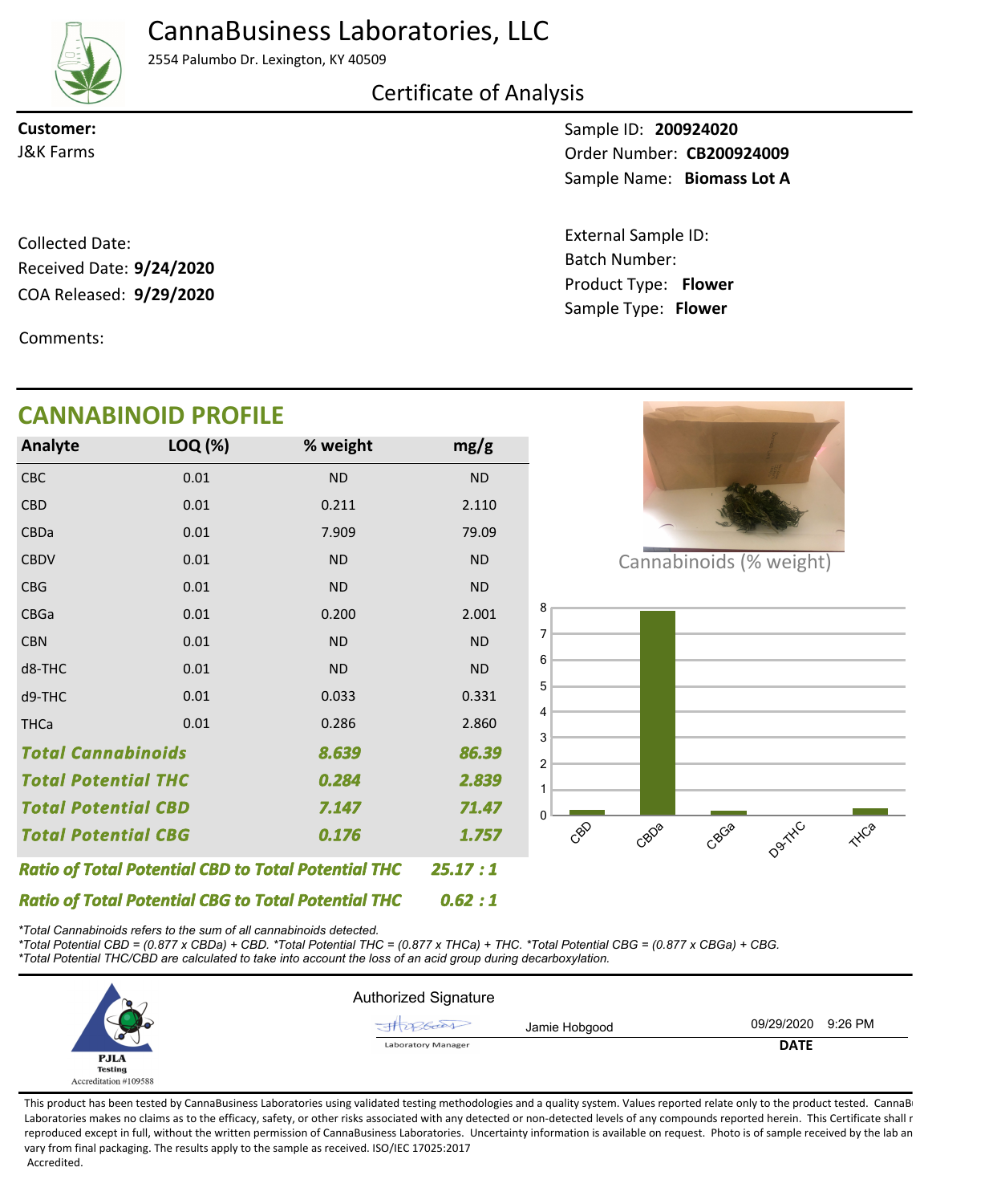# CannaBusiness Laboratories, LLC

2554 Palumbo Dr. Lexington, KY 40509

## Certificate of Analysis

**Customer:**
J&K Farms

Sample ID: **200924020**
Order Number: **CB200924009**
Sample Name: **Biomass Lot A**

Collected Date:
Received Date: **9/24/2020**
COA Released: **9/29/2020**

External Sample ID:
Batch Number:
Product Type: **Flower**
Sample Type: **Flower**

Comments:

## CANNABINOID PROFILE

| Analyte | LOQ (%) | % weight | mg/g |
|---|---|---|---|
| CBC | 0.01 | ND | ND |
| CBD | 0.01 | 0.211 | 2.110 |
| CBDa | 0.01 | 7.909 | 79.09 |
| CBDV | 0.01 | ND | ND |
| CBG | 0.01 | ND | ND |
| CBGa | 0.01 | 0.200 | 2.001 |
| CBN | 0.01 | ND | ND |
| d8-THC | 0.01 | ND | ND |
| d9-THC | 0.01 | 0.033 | 0.331 |
| THCa | 0.01 | 0.286 | 2.860 |
| ***Total Cannabinoids*** | | ***8.639*** | ***86.39*** |
| ***Total Potential THC*** | | ***0.284*** | ***2.839*** |
| ***Total Potential CBD*** | | ***7.147*** | ***71.47*** |
| ***Total Potential CBG*** | | ***0.176*** | ***1.757*** |

***Ratio of Total Potential CBD to Total Potential THC*** ***25.17 : 1***

***Ratio of Total Potential CBG to Total Potential THC*** ***0.62 : 1***

Cannabinoids (% weight)

*\*Total Cannabinoids refers to the sum of all cannabinoids detected.*
*\*Total Potential CBD = (0.877 x CBDa) + CBD. \*Total Potential THC = (0.877 x THCa) + THC. \*Total Potential CBG = (0.877 x CBGa) + CBG.*
*\*Total Potential THC/CBD are calculated to take into account the loss of an acid group during decarboxylation.*

PJLA Testing
Accreditation #109588

Authorized Signature

Jamie Hobgood — Laboratory Manager

09/29/2020 9:26 PM
**DATE**

This product has been tested by CannaBusiness Laboratories using validated testing methodologies and a quality system. Values reported relate only to the product tested. CannaBusiness Laboratories makes no claims as to the efficacy, safety, or other risks associated with any detected or non-detected levels of any compounds reported herein. This Certificate shall not be reproduced except in full, without the written permission of CannaBusiness Laboratories. Uncertainty information is available on request. Photo is of sample received by the lab and may vary from final packaging. The results apply to the sample as received. ISO/IEC 17025:2017 Accredited.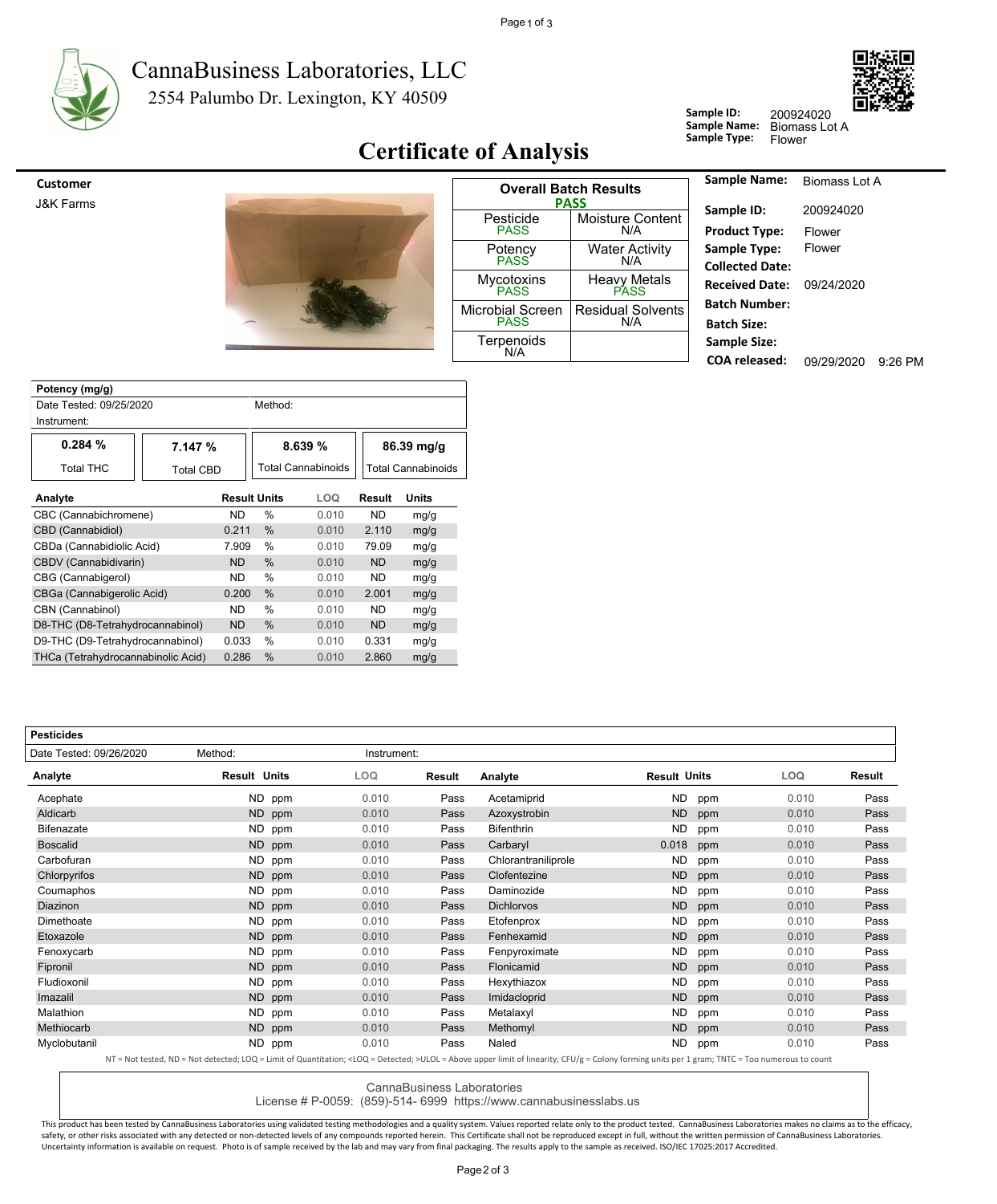# CannaBusiness Laboratories, LLC

2554 Palumbo Dr. Lexington, KY 40509

**Sample ID:** 200924020
**Sample Name:** Biomass Lot A
**Sample Type:** Flower

## Certificate of Analysis

**Customer**

J&K Farms

| Overall Batch Results PASS | |
|---|---|
| Pesticide PASS | Moisture Content N/A |
| Potency PASS | Water Activity N/A |
| Mycotoxins PASS | Heavy Metals PASS |
| Microbial Screen PASS | Residual Solvents N/A |
| Terpenoids N/A | |

**Sample Name:** Biomass Lot A
**Sample ID:** 200924020
**Product Type:** Flower
**Sample Type:** Flower
**Collected Date:**
**Received Date:** 09/24/2020
**Batch Number:**
**Batch Size:**
**Sample Size:**
**COA released:** 09/29/2020 9:26 PM

### Potency (mg/g)

Date Tested: 09/25/2020 Method:
Instrument:

| 0.284 % | 7.147 % | 8.639 % | 86.39 mg/g |
|---|---|---|---|
| Total THC | Total CBD | Total Cannabinoids | Total Cannabinoids |

| Analyte | Result | Units | LOQ | Result | Units |
|---|---|---|---|---|---|
| CBC (Cannabichromene) | ND | % | 0.010 | ND | mg/g |
| CBD (Cannabidiol) | 0.211 | % | 0.010 | 2.110 | mg/g |
| CBDa (Cannabidiolic Acid) | 7.909 | % | 0.010 | 79.09 | mg/g |
| CBDV (Cannabidivarin) | ND | % | 0.010 | ND | mg/g |
| CBG (Cannabigerol) | ND | % | 0.010 | ND | mg/g |
| CBGa (Cannabigerolic Acid) | 0.200 | % | 0.010 | 2.001 | mg/g |
| CBN (Cannabinol) | ND | % | 0.010 | ND | mg/g |
| D8-THC (D8-Tetrahydrocannabinol) | ND | % | 0.010 | ND | mg/g |
| D9-THC (D9-Tetrahydrocannabinol) | 0.033 | % | 0.010 | 0.331 | mg/g |
| THCa (Tetrahydrocannabinolic Acid) | 0.286 | % | 0.010 | 2.860 | mg/g |

### Pesticides

Date Tested: 09/26/2020 Method: Instrument:

| Analyte | Result | Units | LOQ | Result | Analyte | Result | Units | LOQ | Result |
|---|---|---|---|---|---|---|---|---|---|
| Acephate | ND | ppm | 0.010 | Pass | Acetamiprid | ND | ppm | 0.010 | Pass |
| Aldicarb | ND | ppm | 0.010 | Pass | Azoxystrobin | ND | ppm | 0.010 | Pass |
| Bifenazate | ND | ppm | 0.010 | Pass | Bifenthrin | ND | ppm | 0.010 | Pass |
| Boscalid | ND | ppm | 0.010 | Pass | Carbaryl | 0.018 | ppm | 0.010 | Pass |
| Carbofuran | ND | ppm | 0.010 | Pass | Chlorantraniliprole | ND | ppm | 0.010 | Pass |
| Chlorpyrifos | ND | ppm | 0.010 | Pass | Clofentezine | ND | ppm | 0.010 | Pass |
| Coumaphos | ND | ppm | 0.010 | Pass | Daminozide | ND | ppm | 0.010 | Pass |
| Diazinon | ND | ppm | 0.010 | Pass | Dichlorvos | ND | ppm | 0.010 | Pass |
| Dimethoate | ND | ppm | 0.010 | Pass | Etofenprox | ND | ppm | 0.010 | Pass |
| Etoxazole | ND | ppm | 0.010 | Pass | Fenhexamid | ND | ppm | 0.010 | Pass |
| Fenoxycarb | ND | ppm | 0.010 | Pass | Fenpyroximate | ND | ppm | 0.010 | Pass |
| Fipronil | ND | ppm | 0.010 | Pass | Flonicamid | ND | ppm | 0.010 | Pass |
| Fludioxonil | ND | ppm | 0.010 | Pass | Hexythiazox | ND | ppm | 0.010 | Pass |
| Imazalil | ND | ppm | 0.010 | Pass | Imidacloprid | ND | ppm | 0.010 | Pass |
| Malathion | ND | ppm | 0.010 | Pass | Metalaxyl | ND | ppm | 0.010 | Pass |
| Methiocarb | ND | ppm | 0.010 | Pass | Methomyl | ND | ppm | 0.010 | Pass |
| Myclobutanil | ND | ppm | 0.010 | Pass | Naled | ND | ppm | 0.010 | Pass |

NT = Not tested, ND = Not detected; LOQ = Limit of Quantitation; <LOQ = Detected; >ULOL = Above upper limit of linearity; CFU/g = Colony forming units per 1 gram; TNTC = Too numerous to count

CannaBusiness Laboratories
License # P-0059: (859)-514- 6999 https://www.cannabusinesslabs.us

This product has been tested by CannaBusiness Laboratories using validated testing methodologies and a quality system. Values reported relate only to the product tested. CannaBusiness Laboratories makes no claims as to the efficacy, safety, or other risks associated with any detected or non-detected levels of any compounds reported herein. This Certificate shall not be reproduced except in full, without the written permission of CannaBusiness Laboratories. Uncertainty information is available on request. Photo is of sample received by the lab and may vary from final packaging. The results apply to the sample as received. ISO/IEC 17025:2017 Accredited.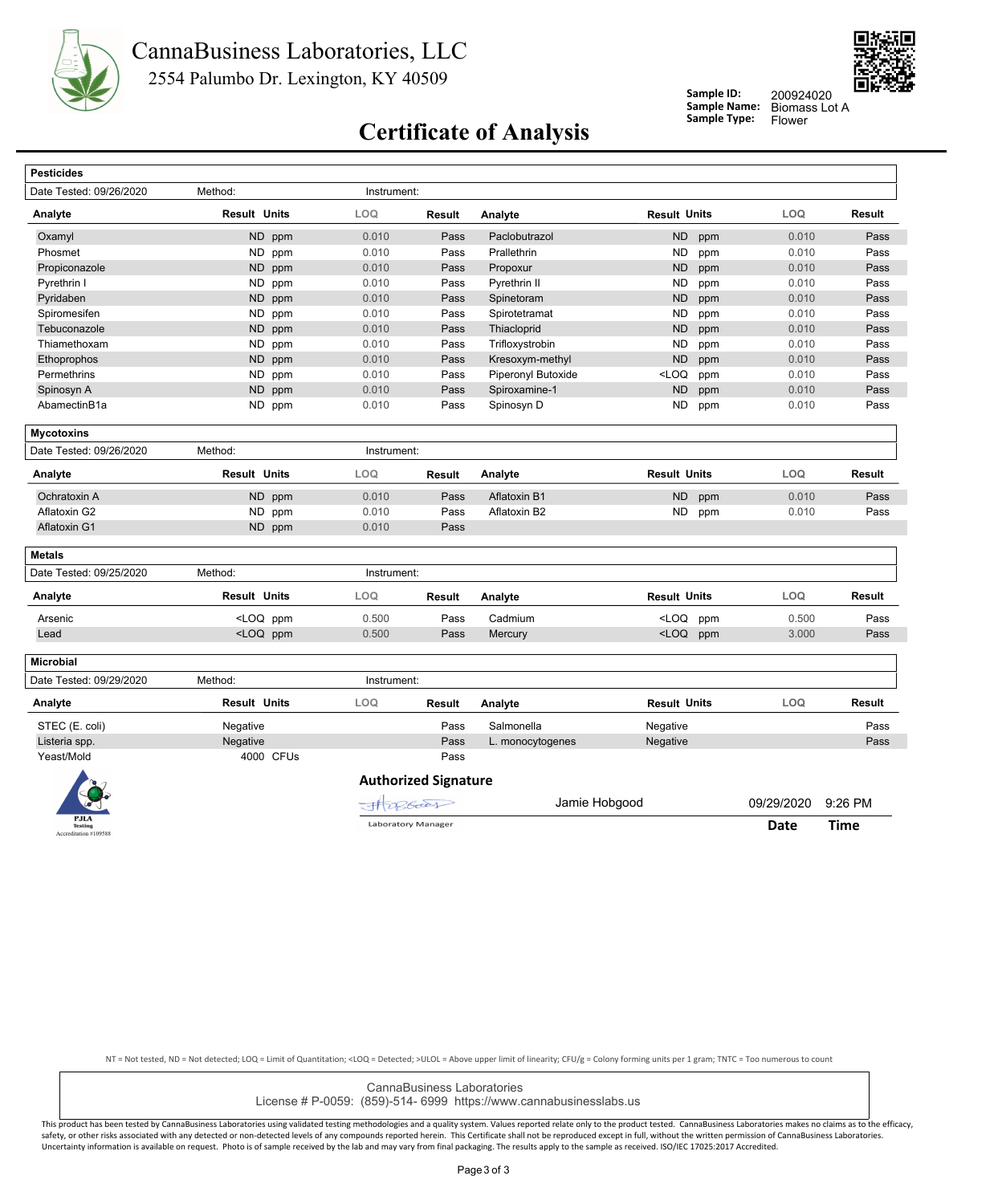# CannaBusiness Laboratories, LLC

2554 Palumbo Dr. Lexington, KY 40509

**Sample ID:** 200924020
**Sample Name:** Biomass Lot A
**Sample Type:** Flower

## Certificate of Analysis

### Pesticides

Date Tested: 09/26/2020 | Method: | Instrument:

| Analyte | Result | Units | LOQ | Result | Analyte | Result | Units | LOQ | Result |
|---|---|---|---|---|---|---|---|---|---|
| Oxamyl | ND | ppm | 0.010 | Pass | Paclobutrazol | ND | ppm | 0.010 | Pass |
| Phosmet | ND | ppm | 0.010 | Pass | Prallethrin | ND | ppm | 0.010 | Pass |
| Propiconazole | ND | ppm | 0.010 | Pass | Propoxur | ND | ppm | 0.010 | Pass |
| Pyrethrin I | ND | ppm | 0.010 | Pass | Pyrethrin II | ND | ppm | 0.010 | Pass |
| Pyridaben | ND | ppm | 0.010 | Pass | Spinetoram | ND | ppm | 0.010 | Pass |
| Spiromesifen | ND | ppm | 0.010 | Pass | Spirotetramat | ND | ppm | 0.010 | Pass |
| Tebuconazole | ND | ppm | 0.010 | Pass | Thiacloprid | ND | ppm | 0.010 | Pass |
| Thiamethoxam | ND | ppm | 0.010 | Pass | Trifloxystrobin | ND | ppm | 0.010 | Pass |
| Ethoprophos | ND | ppm | 0.010 | Pass | Kresoxym-methyl | ND | ppm | 0.010 | Pass |
| Permethrins | ND | ppm | 0.010 | Pass | Piperonyl Butoxide | <LOQ | ppm | 0.010 | Pass |
| Spinosyn A | ND | ppm | 0.010 | Pass | Spiroxamine-1 | ND | ppm | 0.010 | Pass |
| AbamectinB1a | ND | ppm | 0.010 | Pass | Spinosyn D | ND | ppm | 0.010 | Pass |

### Mycotoxins

Date Tested: 09/26/2020 | Method: | Instrument:

| Analyte | Result | Units | LOQ | Result | Analyte | Result | Units | LOQ | Result |
|---|---|---|---|---|---|---|---|---|---|
| Ochratoxin A | ND | ppm | 0.010 | Pass | Aflatoxin B1 | ND | ppm | 0.010 | Pass |
| Aflatoxin G2 | ND | ppm | 0.010 | Pass | Aflatoxin B2 | ND | ppm | 0.010 | Pass |
| Aflatoxin G1 | ND | ppm | 0.010 | Pass | | | | | |

### Metals

Date Tested: 09/25/2020 | Method: | Instrument:

| Analyte | Result | Units | LOQ | Result | Analyte | Result | Units | LOQ | Result |
|---|---|---|---|---|---|---|---|---|---|
| Arsenic | <LOQ | ppm | 0.500 | Pass | Cadmium | <LOQ | ppm | 0.500 | Pass |
| Lead | <LOQ | ppm | 0.500 | Pass | Mercury | <LOQ | ppm | 3.000 | Pass |

### Microbial

Date Tested: 09/29/2020 | Method: | Instrument:

| Analyte | Result | Units | LOQ | Result | Analyte | Result | Units | LOQ | Result |
|---|---|---|---|---|---|---|---|---|---|
| STEC (E. coli) | Negative | | | Pass | Salmonella | Negative | | | Pass |
| Listeria spp. | Negative | | | Pass | L. monocytogenes | Negative | | | Pass |
| Yeast/Mold | 4000 | CFUs | | Pass | | | | | |

PJLA Testing Accreditation #109588

**Authorized Signature**

Jamie Hobgood — Laboratory Manager

**Date:** 09/29/2020 **Time:** 9:26 PM

NT = Not tested, ND = Not detected; LOQ = Limit of Quantitation; <LOQ = Detected; >ULOL = Above upper limit of linearity; CFU/g = Colony forming units per 1 gram; TNTC = Too numerous to count

CannaBusiness Laboratories
License # P-0059: (859)-514- 6999 https://www.cannabusinesslabs.us

This product has been tested by CannaBusiness Laboratories using validated testing methodologies and a quality system. Values reported relate only to the product tested. CannaBusiness Laboratories makes no claims as to the efficacy, safety, or other risks associated with any detected or non-detected levels of any compounds reported herein. This Certificate shall not be reproduced except in full, without the written permission of CannaBusiness Laboratories. Uncertainty information is available on request. Photo is of sample received by the lab and may vary from final packaging. The results apply to the sample as received. ISO/IEC 17025:2017 Accredited.